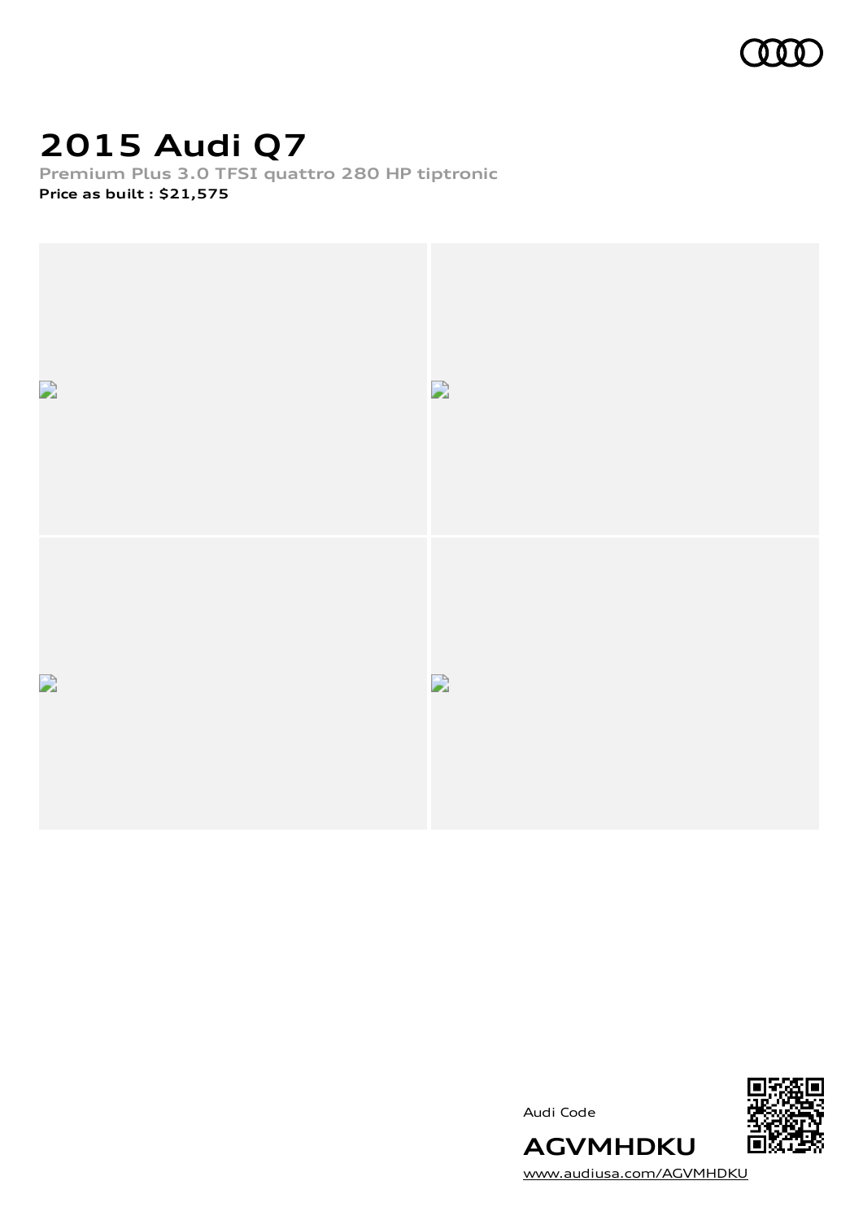# 2015 Audi Q7

**Premium Plus 3.0 TFSI quattro 280 HP tiptronic**

**Price as built : $21,575**

Audi Code

**AGVMHDKU**

www.audiusa.com/AGVMHDKU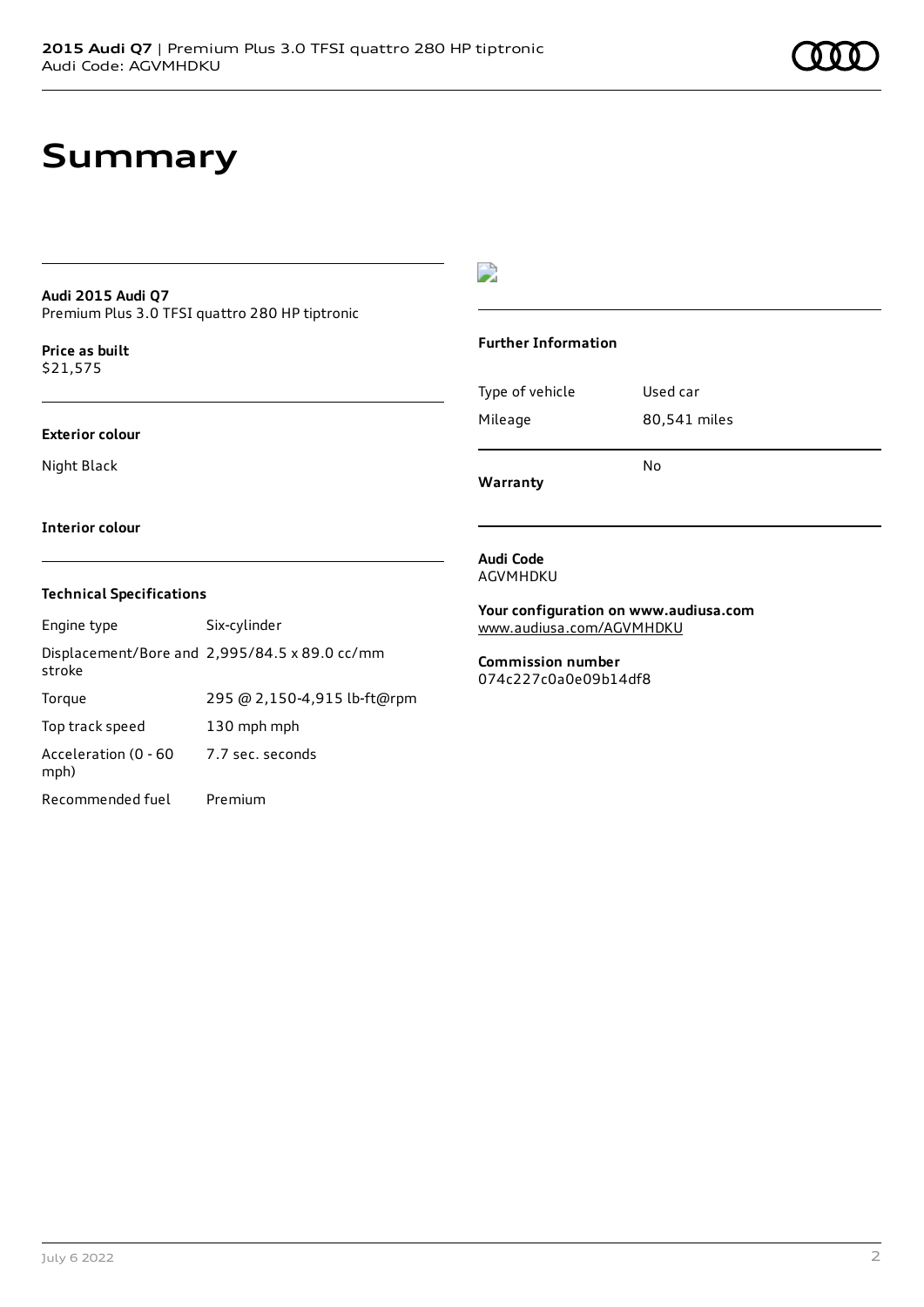# Summary

**Audi 2015 Audi Q7**
Premium Plus 3.0 TFSI quattro 280 HP tiptronic

**Price as built**
$21,575

**Exterior colour**

Night Black

**Interior colour**

**Technical Specifications**

| | |
|---|---|
| Engine type | Six-cylinder |
| Displacement/Bore and stroke | 2,995/84.5 x 89.0 cc/mm |
| Torque | 295 @ 2,150-4,915 lb-ft@rpm |
| Top track speed | 130 mph mph |
| Acceleration (0 - 60 mph) | 7.7 sec. seconds |
| Recommended fuel | Premium |

**Further Information**

| | |
|---|---|
| Type of vehicle | Used car |
| Mileage | 80,541 miles |
| **Warranty** | No |

**Audi Code**
AGVMHDKU

**Your configuration on www.audiusa.com**
www.audiusa.com/AGVMHDKU

**Commission number**
074c227c0a0e09b14df8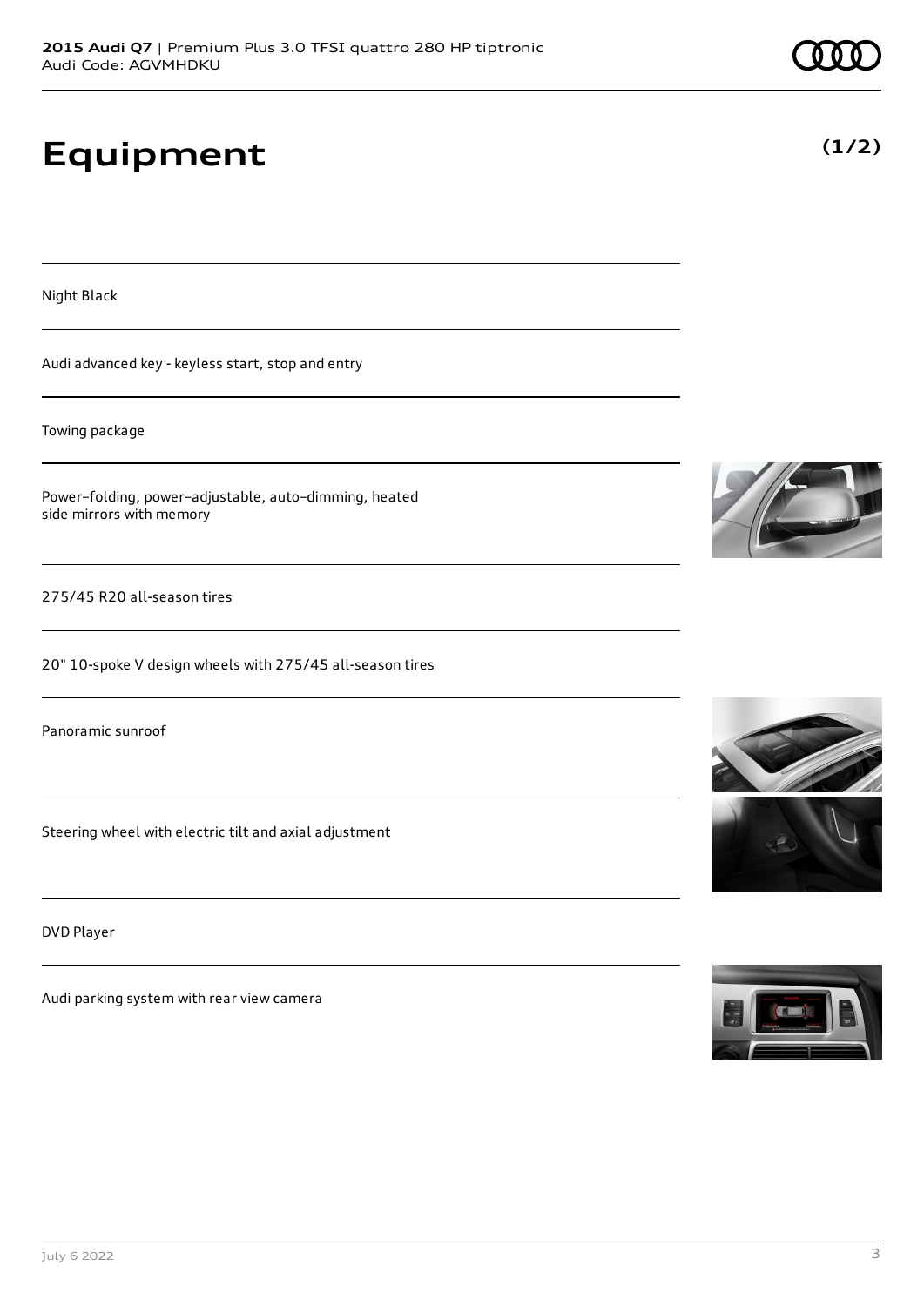# Equipment

**(1/2)**

Night Black

Audi advanced key - keyless start, stop and entry

Towing package

Power–folding, power–adjustable, auto–dimming, heated side mirrors with memory

275/45 R20 all-season tires

20" 10-spoke V design wheels with 275/45 all-season tires

Panoramic sunroof

Steering wheel with electric tilt and axial adjustment

DVD Player

Audi parking system with rear view camera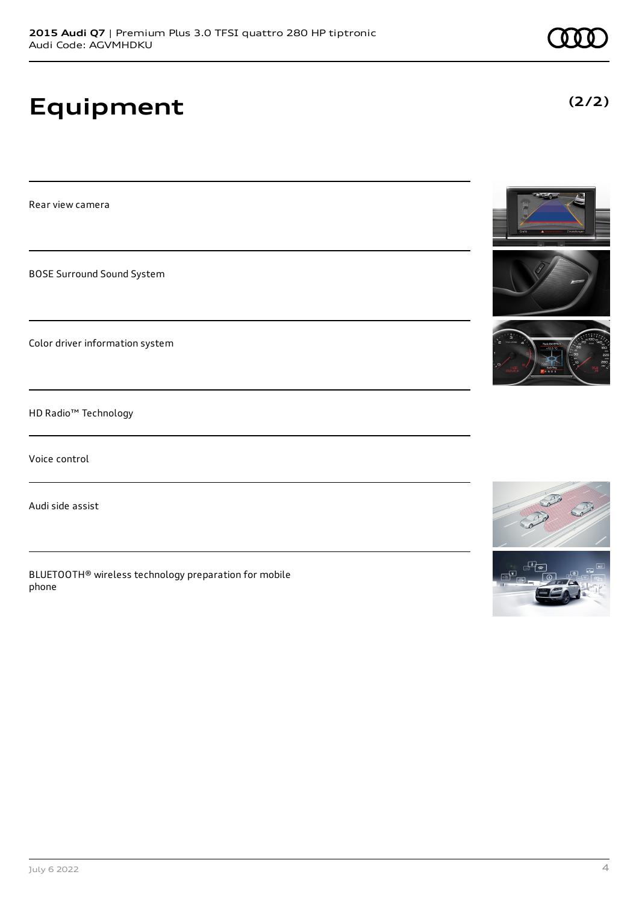# Equipment

**(2/2)**

Rear view camera

BOSE Surround Sound System

Color driver information system

HD Radio™ Technology

Voice control

Audi side assist

BLUETOOTH® wireless technology preparation for mobile phone

July 6 2022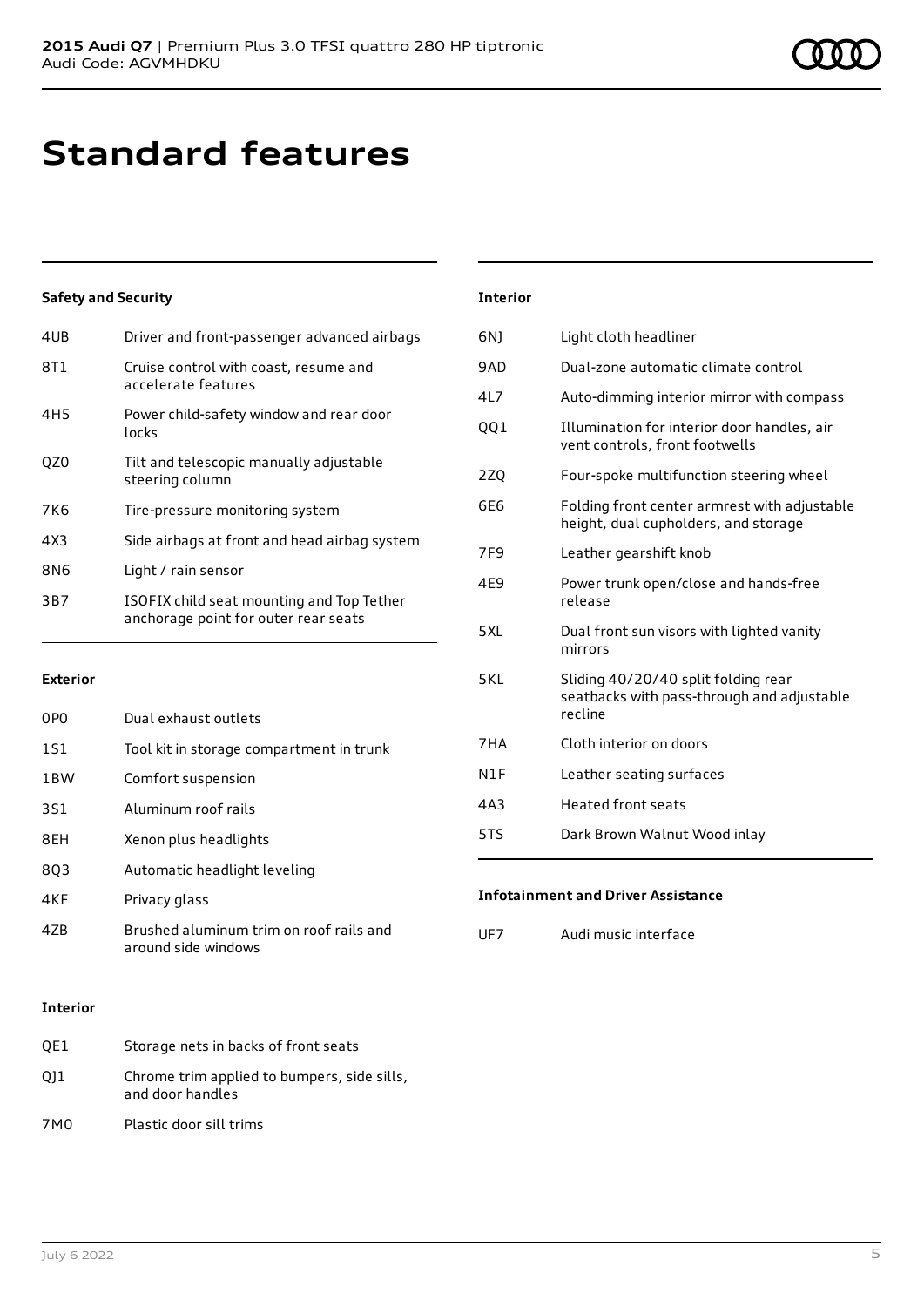# Standard features

### Safety and Security

| | |
|---|---|
| 4UB | Driver and front-passenger advanced airbags |
| 8T1 | Cruise control with coast, resume and accelerate features |
| 4H5 | Power child-safety window and rear door locks |
| QZ0 | Tilt and telescopic manually adjustable steering column |
| 7K6 | Tire-pressure monitoring system |
| 4X3 | Side airbags at front and head airbag system |
| 8N6 | Light / rain sensor |
| 3B7 | ISOFIX child seat mounting and Top Tether anchorage point for outer rear seats |

### Exterior

| | |
|---|---|
| 0P0 | Dual exhaust outlets |
| 1S1 | Tool kit in storage compartment in trunk |
| 1BW | Comfort suspension |
| 3S1 | Aluminum roof rails |
| 8EH | Xenon plus headlights |
| 8Q3 | Automatic headlight leveling |
| 4KF | Privacy glass |
| 4ZB | Brushed aluminum trim on roof rails and around side windows |

### Interior

| | |
|---|---|
| QE1 | Storage nets in backs of front seats |
| QJ1 | Chrome trim applied to bumpers, side sills, and door handles |
| 7M0 | Plastic door sill trims |

### Interior

| | |
|---|---|
| 6NJ | Light cloth headliner |
| 9AD | Dual-zone automatic climate control |
| 4L7 | Auto-dimming interior mirror with compass |
| QQ1 | Illumination for interior door handles, air vent controls, front footwells |
| 2ZQ | Four-spoke multifunction steering wheel |
| 6E6 | Folding front center armrest with adjustable height, dual cupholders, and storage |
| 7F9 | Leather gearshift knob |
| 4E9 | Power trunk open/close and hands-free release |
| 5XL | Dual front sun visors with lighted vanity mirrors |
| 5KL | Sliding 40/20/40 split folding rear seatbacks with pass-through and adjustable recline |
| 7HA | Cloth interior on doors |
| N1F | Leather seating surfaces |
| 4A3 | Heated front seats |
| 5TS | Dark Brown Walnut Wood inlay |

### Infotainment and Driver Assistance

| | |
|---|---|
| UF7 | Audi music interface |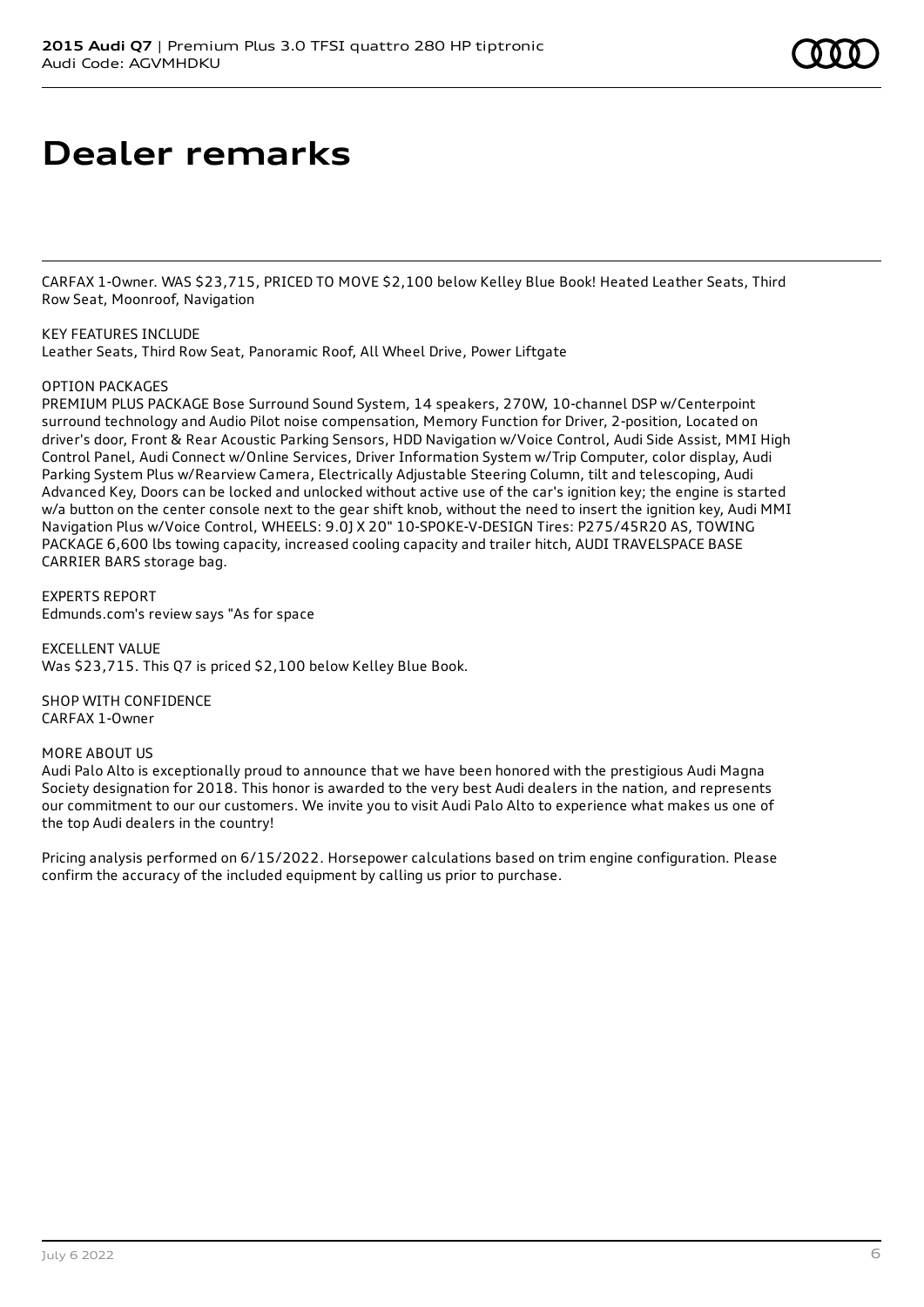# Dealer remarks

CARFAX 1-Owner. WAS $23,715, PRICED TO MOVE $2,100 below Kelley Blue Book! Heated Leather Seats, Third Row Seat, Moonroof, Navigation

KEY FEATURES INCLUDE
Leather Seats, Third Row Seat, Panoramic Roof, All Wheel Drive, Power Liftgate

OPTION PACKAGES
PREMIUM PLUS PACKAGE Bose Surround Sound System, 14 speakers, 270W, 10-channel DSP w/Centerpoint surround technology and Audio Pilot noise compensation, Memory Function for Driver, 2-position, Located on driver's door, Front & Rear Acoustic Parking Sensors, HDD Navigation w/Voice Control, Audi Side Assist, MMI High Control Panel, Audi Connect w/Online Services, Driver Information System w/Trip Computer, color display, Audi Parking System Plus w/Rearview Camera, Electrically Adjustable Steering Column, tilt and telescoping, Audi Advanced Key, Doors can be locked and unlocked without active use of the car's ignition key; the engine is started w/a button on the center console next to the gear shift knob, without the need to insert the ignition key, Audi MMI Navigation Plus w/Voice Control, WHEELS: 9.0J X 20" 10-SPOKE-V-DESIGN Tires: P275/45R20 AS, TOWING PACKAGE 6,600 lbs towing capacity, increased cooling capacity and trailer hitch, AUDI TRAVELSPACE BASE CARRIER BARS storage bag.

EXPERTS REPORT
Edmunds.com's review says "As for space

EXCELLENT VALUE
Was $23,715. This Q7 is priced $2,100 below Kelley Blue Book.

SHOP WITH CONFIDENCE
CARFAX 1-Owner

MORE ABOUT US
Audi Palo Alto is exceptionally proud to announce that we have been honored with the prestigious Audi Magna Society designation for 2018. This honor is awarded to the very best Audi dealers in the nation, and represents our commitment to our customers. We invite you to visit Audi Palo Alto to experience what makes us one of the top Audi dealers in the country!

Pricing analysis performed on 6/15/2022. Horsepower calculations based on trim engine configuration. Please confirm the accuracy of the included equipment by calling us prior to purchase.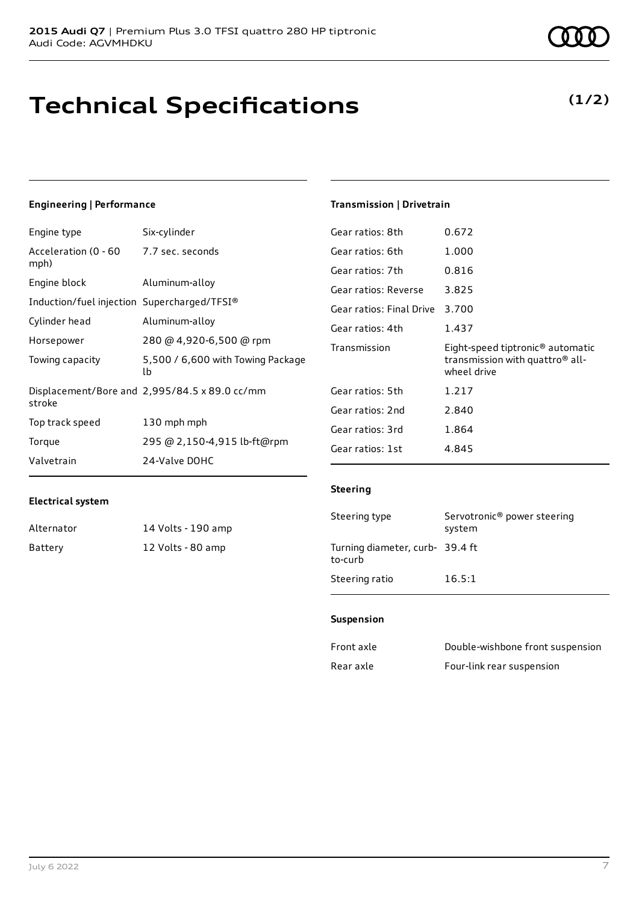# Technical Specifications

**(1/2)**

### Engineering | Performance

| | |
|---|---|
| Engine type | Six-cylinder |
| Acceleration (0 - 60 mph) | 7.7 sec. seconds |
| Engine block | Aluminum-alloy |
| Induction/fuel injection | Supercharged/TFSI® |
| Cylinder head | Aluminum-alloy |
| Horsepower | 280 @ 4,920-6,500 @ rpm |
| Towing capacity | 5,500 / 6,600 with Towing Package lb |
| Displacement/Bore and stroke | 2,995/84.5 x 89.0 cc/mm |
| Top track speed | 130 mph mph |
| Torque | 295 @ 2,150-4,915 lb-ft@rpm |
| Valvetrain | 24-Valve DOHC |

### Electrical system

| | |
|---|---|
| Alternator | 14 Volts - 190 amp |
| Battery | 12 Volts - 80 amp |

### Transmission | Drivetrain

| | |
|---|---|
| Gear ratios: 8th | 0.672 |
| Gear ratios: 6th | 1.000 |
| Gear ratios: 7th | 0.816 |
| Gear ratios: Reverse | 3.825 |
| Gear ratios: Final Drive | 3.700 |
| Gear ratios: 4th | 1.437 |
| Transmission | Eight-speed tiptronic® automatic transmission with quattro® all-wheel drive |
| Gear ratios: 5th | 1.217 |
| Gear ratios: 2nd | 2.840 |
| Gear ratios: 3rd | 1.864 |
| Gear ratios: 1st | 4.845 |

### Steering

| | |
|---|---|
| Steering type | Servotronic® power steering system |
| Turning diameter, curb-to-curb | 39.4 ft |
| Steering ratio | 16.5:1 |

### Suspension

| | |
|---|---|
| Front axle | Double-wishbone front suspension |
| Rear axle | Four-link rear suspension |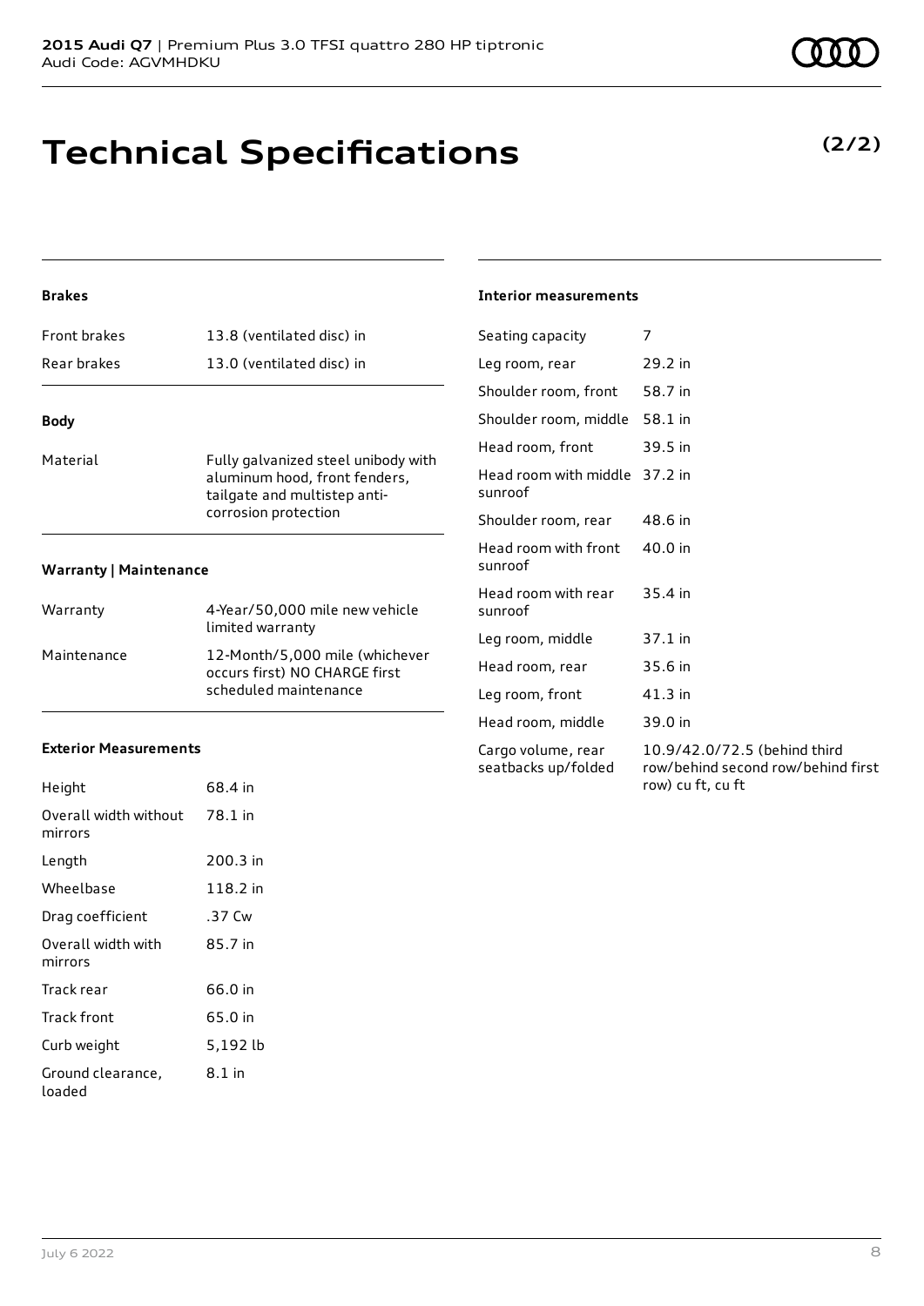# Technical Specifications

**(2/2)**

### Brakes

| | |
|---|---|
| Front brakes | 13.8 (ventilated disc) in |
| Rear brakes | 13.0 (ventilated disc) in |

### Body

| | |
|---|---|
| Material | Fully galvanized steel unibody with aluminum hood, front fenders, tailgate and multistep anti-corrosion protection |

### Warranty | Maintenance

| | |
|---|---|
| Warranty | 4-Year/50,000 mile new vehicle limited warranty |
| Maintenance | 12-Month/5,000 mile (whichever occurs first) NO CHARGE first scheduled maintenance |

### Exterior Measurements

| | |
|---|---|
| Height | 68.4 in |
| Overall width without mirrors | 78.1 in |
| Length | 200.3 in |
| Wheelbase | 118.2 in |
| Drag coefficient | .37 Cw |
| Overall width with mirrors | 85.7 in |
| Track rear | 66.0 in |
| Track front | 65.0 in |
| Curb weight | 5,192 lb |
| Ground clearance, loaded | 8.1 in |

### Interior measurements

| | |
|---|---|
| Seating capacity | 7 |
| Leg room, rear | 29.2 in |
| Shoulder room, front | 58.7 in |
| Shoulder room, middle | 58.1 in |
| Head room, front | 39.5 in |
| Head room with middle sunroof | 37.2 in |
| Shoulder room, rear | 48.6 in |
| Head room with front sunroof | 40.0 in |
| Head room with rear sunroof | 35.4 in |
| Leg room, middle | 37.1 in |
| Head room, rear | 35.6 in |
| Leg room, front | 41.3 in |
| Head room, middle | 39.0 in |
| Cargo volume, rear seatbacks up/folded | 10.9/42.0/72.5 (behind third row/behind second row/behind first row) cu ft, cu ft |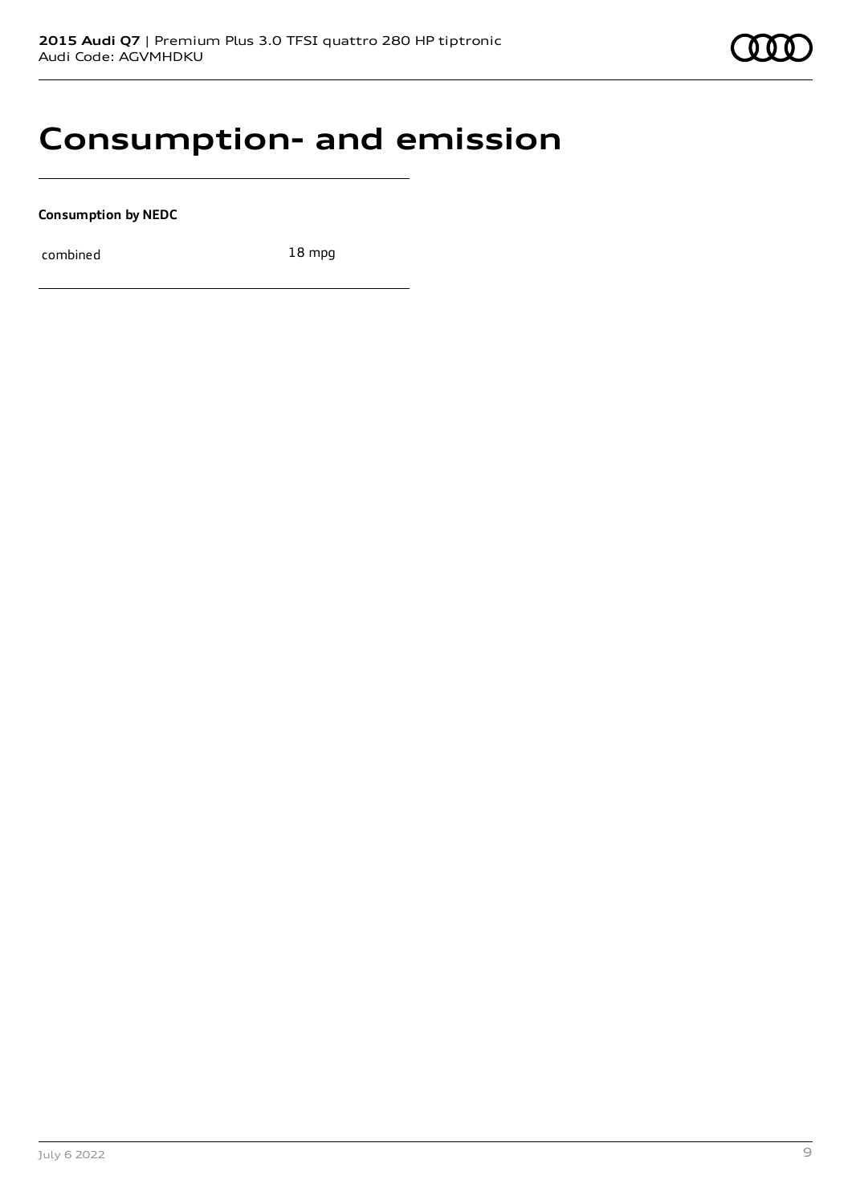# Consumption- and emission

**Consumption by NEDC**

| | |
|---|---|
| combined | 18 mpg |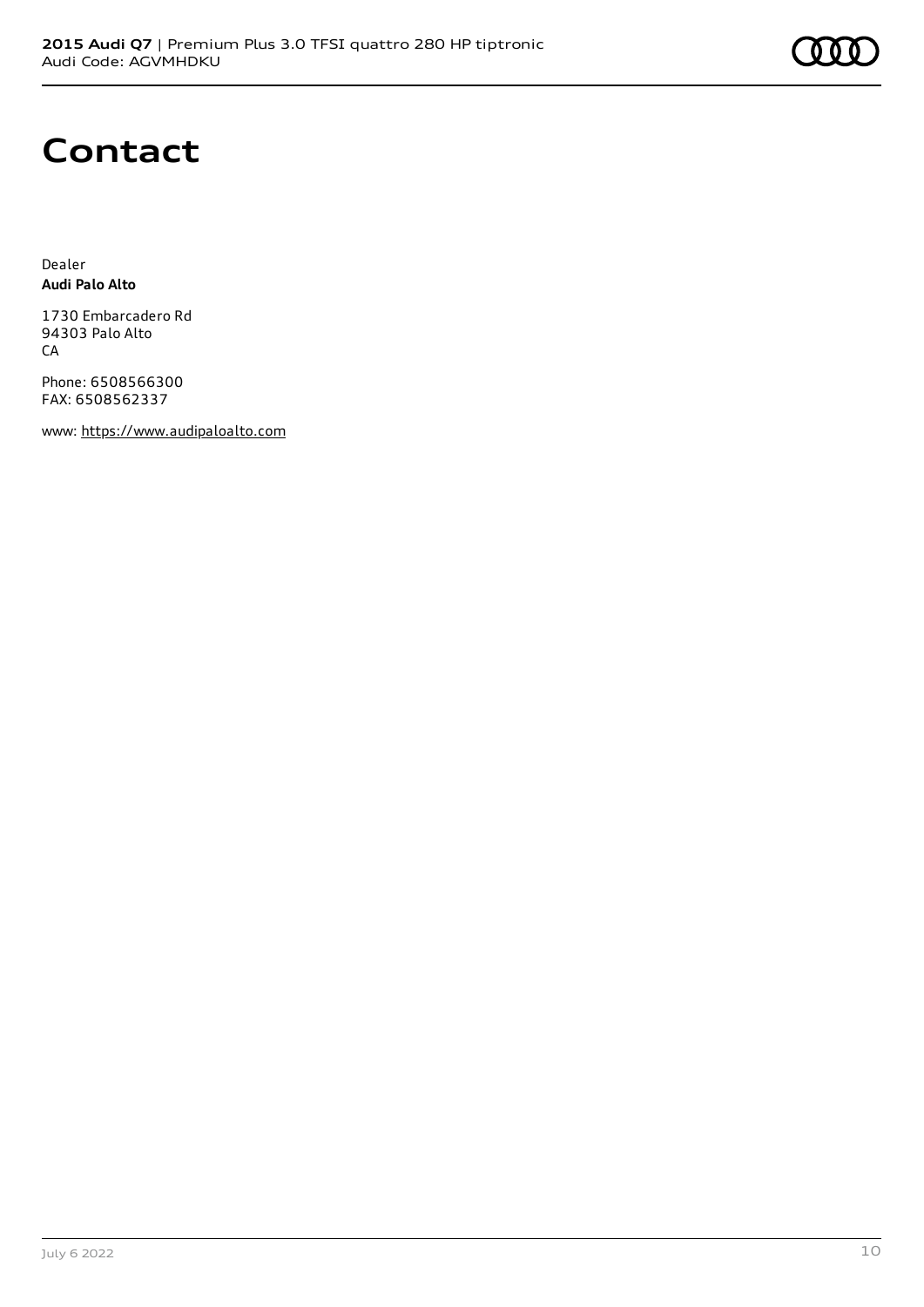# Contact

Dealer
**Audi Palo Alto**

1730 Embarcadero Rd
94303 Palo Alto
CA

Phone: 6508566300
FAX: 6508562337

www: https://www.audipaloalto.com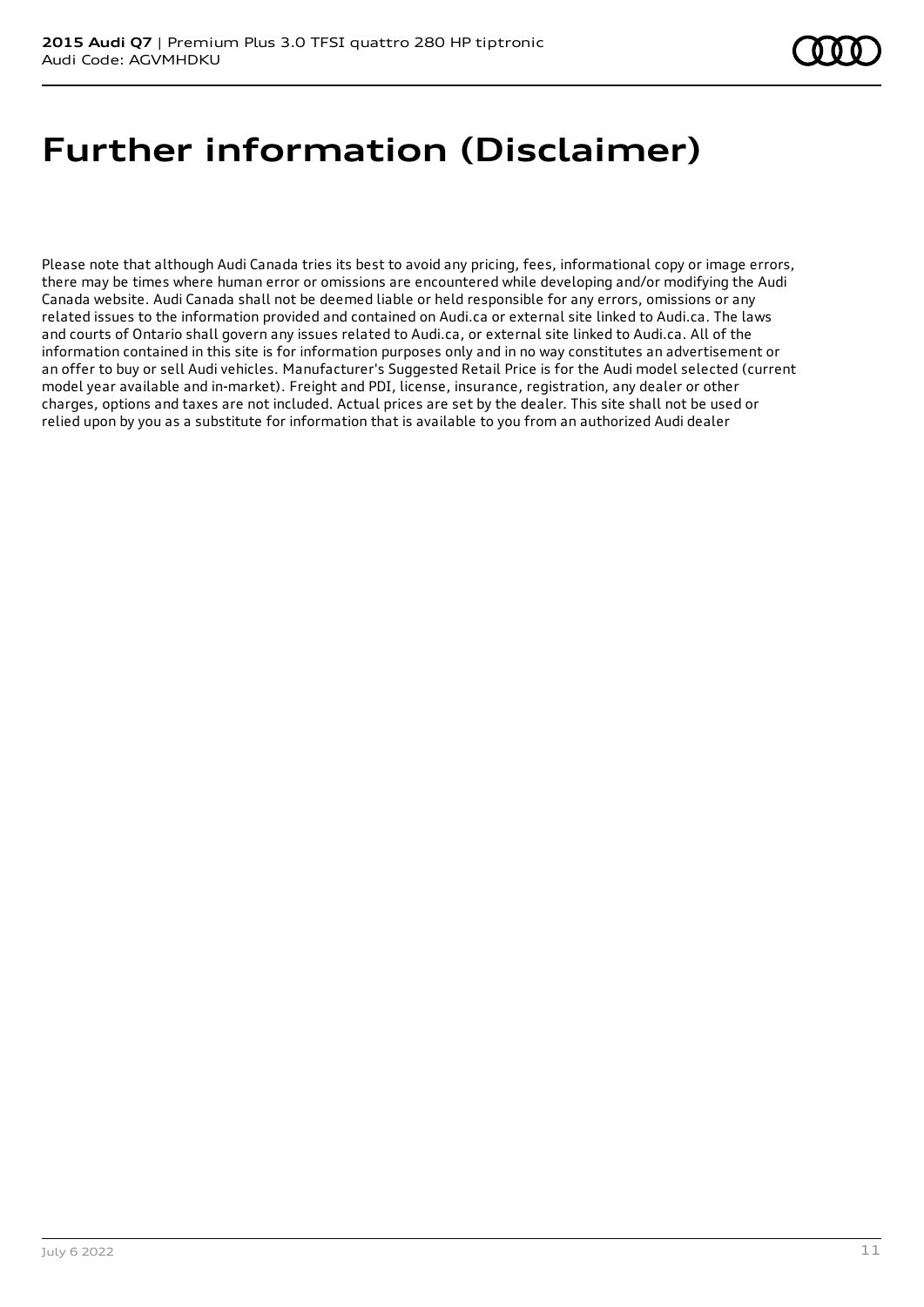# Further information (Disclaimer)

Please note that although Audi Canada tries its best to avoid any pricing, fees, informational copy or image errors, there may be times where human error or omissions are encountered while developing and/or modifying the Audi Canada website. Audi Canada shall not be deemed liable or held responsible for any errors, omissions or any related issues to the information provided and contained on Audi.ca or external site linked to Audi.ca. The laws and courts of Ontario shall govern any issues related to Audi.ca, or external site linked to Audi.ca. All of the information contained in this site is for information purposes only and in no way constitutes an advertisement or an offer to buy or sell Audi vehicles. Manufacturer's Suggested Retail Price is for the Audi model selected (current model year available and in-market). Freight and PDI, license, insurance, registration, any dealer or other charges, options and taxes are not included. Actual prices are set by the dealer. This site shall not be used or relied upon by you as a substitute for information that is available to you from an authorized Audi dealer